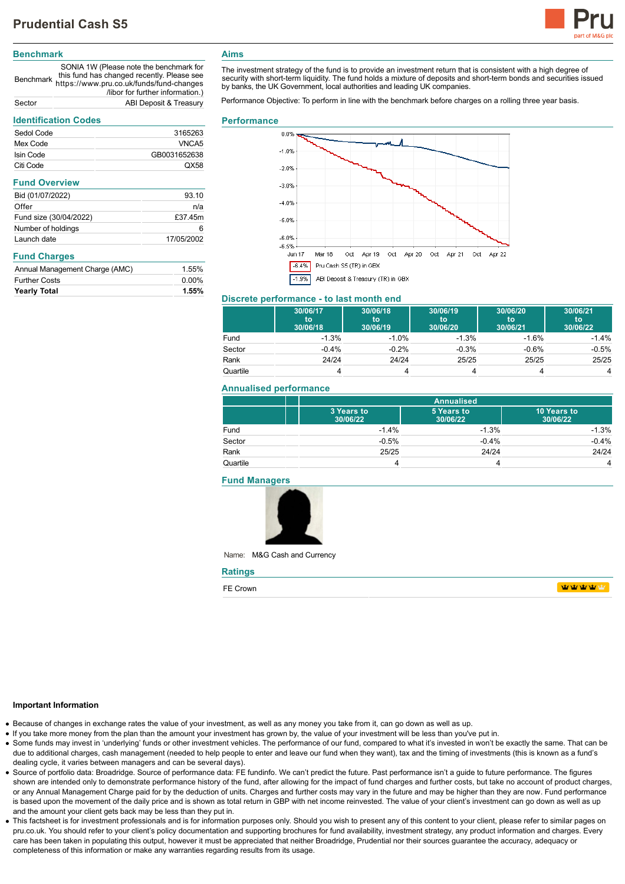# Prudential Cash S5

## Benchmark

| | |
|---|---|
| Benchmark | SONIA 1W (Please note the benchmark for this fund has changed recently. Please see https://www.pru.co.uk/funds/fund-changes /libor for further information.) |
| Sector | ABI Deposit & Treasury |

## Identification Codes

| | |
|---|---|
| Sedol Code | 3165263 |
| Mex Code | VNCA5 |
| Isin Code | GB0031652638 |
| Citi Code | QX58 |

## Fund Overview

| | |
|---|---|
| Bid (01/07/2022) | 93.10 |
| Offer | n/a |
| Fund size (30/04/2022) | £37.45m |
| Number of holdings | 6 |
| Launch date | 17/05/2002 |

## Fund Charges

| | |
|---|---|
| Annual Management Charge (AMC) | 1.55% |
| Further Costs | 0.00% |
| **Yearly Total** | **1.55%** |

## Aims

The investment strategy of the fund is to provide an investment return that is consistent with a high degree of security with short-term liquidity. The fund holds a mixture of deposits and short-term bonds and securities issued by banks, the UK Government, local authorities and leading UK companies.

Performance Objective: To perform in line with the benchmark before charges on a rolling three year basis.

## Performance

-6.4% Pru Cash S5 (TR) in GBX

-1.9% ABI Deposit & Treasury (TR) in GBX

## Discrete performance - to last month end

| | 30/06/17 to 30/06/18 | 30/06/18 to 30/06/19 | 30/06/19 to 30/06/20 | 30/06/20 to 30/06/21 | 30/06/21 to 30/06/22 |
|---|---|---|---|---|---|
| Fund | -1.3% | -1.0% | -1.3% | -1.6% | -1.4% |
| Sector | -0.4% | -0.2% | -0.3% | -0.6% | -0.5% |
| Rank | 24/24 | 24/24 | 25/25 | 25/25 | 25/25 |
| Quartile | 4 | 4 | 4 | 4 | 4 |

## Annualised performance

| | Annualised | | |
|---|---|---|---|
| | 3 Years to 30/06/22 | 5 Years to 30/06/22 | 10 Years to 30/06/22 |
| Fund | -1.4% | -1.3% | -1.3% |
| Sector | -0.5% | -0.4% | -0.4% |
| Rank | 25/25 | 24/24 | 24/24 |
| Quartile | 4 | 4 | 4 |

## Fund Managers

Name: M&G Cash and Currency

## Ratings

FE Crown

**Important Information**

- Because of changes in exchange rates the value of your investment, as well as any money you take from it, can go down as well as up.
- If you take more money from the plan than the amount your investment has grown by, the value of your investment will be less than you've put in.
- Some funds may invest in 'underlying' funds or other investment vehicles. The performance of our fund, compared to what it's invested in won't be exactly the same. That can be due to additional charges, cash management (needed to help people to enter and leave our fund when they want), tax and the timing of investments (this is known as a fund's dealing cycle, it varies between managers and can be several days).
- Source of portfolio data: Broadridge. Source of performance data: FE fundinfo. We can't predict the future. Past performance isn't a guide to future performance. The figures shown are intended only to demonstrate performance history of the fund, after allowing for the impact of fund charges and further costs, but take no account of product charges, or any Annual Management Charge paid for by the deduction of units. Charges and further costs may vary in the future and may be higher than they are now. Fund performance is based upon the movement of the daily price and is shown as total return in GBP with net income reinvested. The value of your client's investment can go down as well as up and the amount your client gets back may be less than they put in.
- This factsheet is for investment professionals and is for information purposes only. Should you wish to present any of this content to your client, please refer to similar pages on pru.co.uk. You should refer to your client's policy documentation and supporting brochures for fund availability, investment strategy, any product information and charges. Every care has been taken in populating this output, however it must be appreciated that neither Broadridge, Prudential nor their sources guarantee the accuracy, adequacy or completeness of this information or make any warranties regarding results from its usage.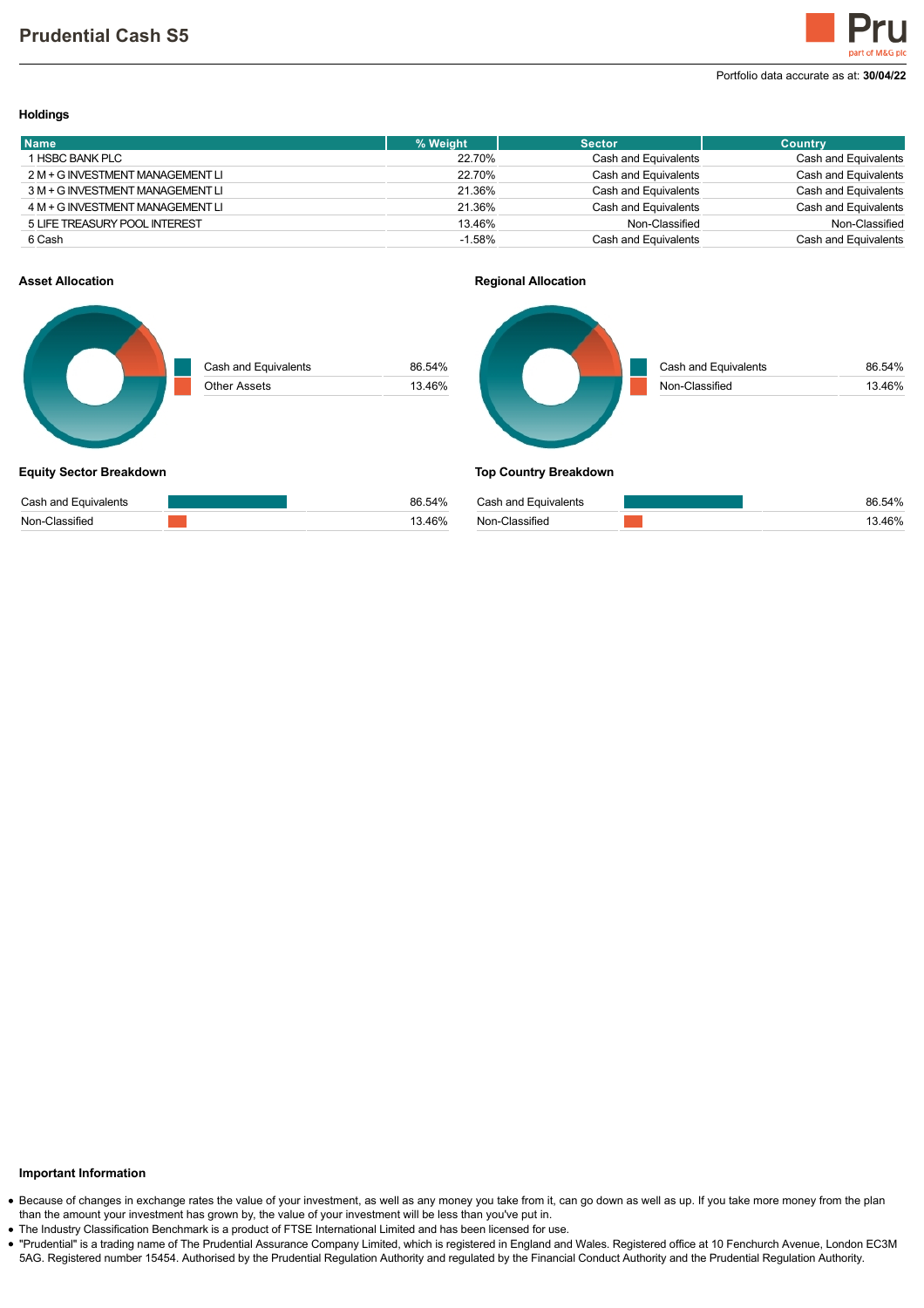# Prudential Cash S5

Portfolio data accurate as at: **30/04/22**

### Holdings

| Name | % Weight | Sector | Country |
|---|---|---|---|
| 1 HSBC BANK PLC | 22.70% | Cash and Equivalents | Cash and Equivalents |
| 2 M + G INVESTMENT MANAGEMENT LI | 22.70% | Cash and Equivalents | Cash and Equivalents |
| 3 M + G INVESTMENT MANAGEMENT LI | 21.36% | Cash and Equivalents | Cash and Equivalents |
| 4 M + G INVESTMENT MANAGEMENT LI | 21.36% | Cash and Equivalents | Cash and Equivalents |
| 5 LIFE TREASURY POOL INTEREST | 13.46% | Non-Classified | Non-Classified |
| 6 Cash | -1.58% | Cash and Equivalents | Cash and Equivalents |

### Asset Allocation

Cash and Equivalents 86.54%

Other Assets 13.46%

### Regional Allocation

Cash and Equivalents 86.54%

Non-Classified 13.46%

### Equity Sector Breakdown

Cash and Equivalents 86.54%

Non-Classified 13.46%

### Top Country Breakdown

Cash and Equivalents 86.54%

Non-Classified 13.46%

### Important Information

- Because of changes in exchange rates the value of your investment, as well as any money you take from it, can go down as well as up. If you take more money from the plan than the amount your investment has grown by, the value of your investment will be less than you've put in.
- The Industry Classification Benchmark is a product of FTSE International Limited and has been licensed for use.
- "Prudential" is a trading name of The Prudential Assurance Company Limited, which is registered in England and Wales. Registered office at 10 Fenchurch Avenue, London EC3M 5AG. Registered number 15454. Authorised by the Prudential Regulation Authority and regulated by the Financial Conduct Authority and the Prudential Regulation Authority.